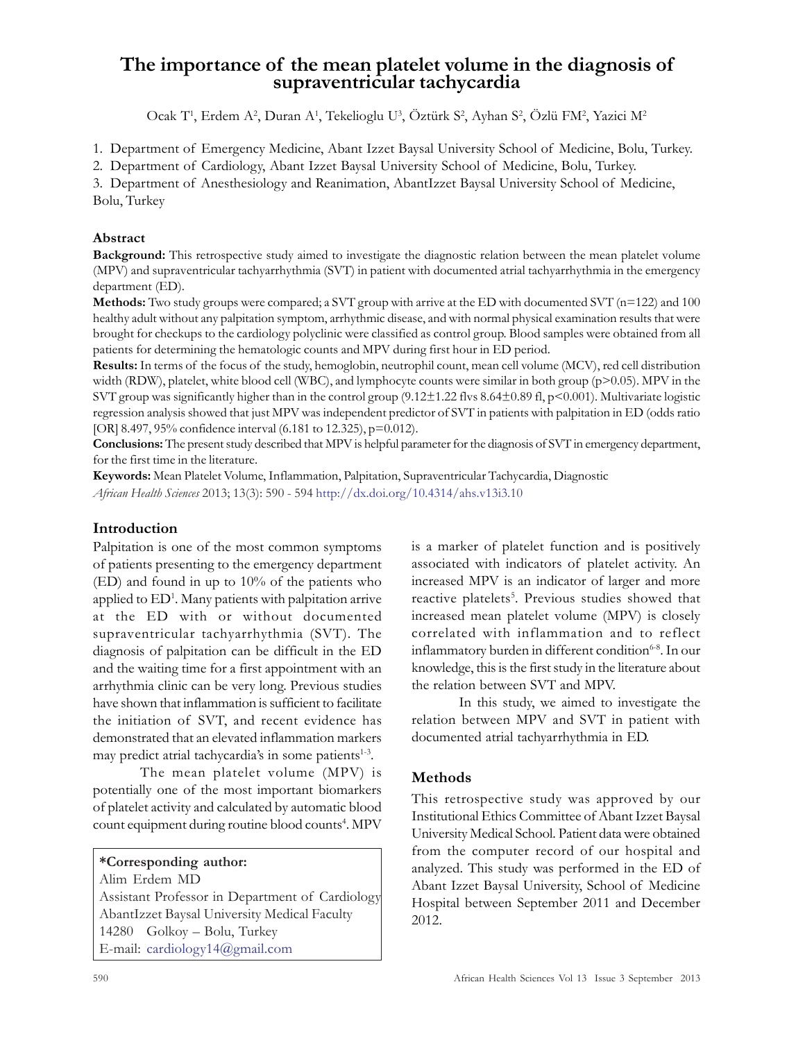# The importance of the mean platelet volume in the diagnosis of supraventricular tachycardia

Ocak T[1], Erdem A[2], Duran A[1], Tekelioglu U[3], Öztürk S[2], Ayhan S[2], Özlü FM[2], Yazici M[2]

1. Department of Emergency Medicine, Abant Izzet Baysal University School of Medicine, Bolu, Turkey.
2. Department of Cardiology, Abant Izzet Baysal University School of Medicine, Bolu, Turkey.
3. Department of Anesthesiology and Reanimation, AbantIzzet Baysal University School of Medicine, Bolu, Turkey

### Abstract

**Background:** This retrospective study aimed to investigate the diagnostic relation between the mean platelet volume (MPV) and supraventricular tachyarrhythmia (SVT) in patient with documented atrial tachyarrhythmia in the emergency department (ED).

**Methods:** Two study groups were compared; a SVT group with arrive at the ED with documented SVT (n=122) and 100 healthy adult without any palpitation symptom, arrhythmic disease, and with normal physical examination results that were brought for checkups to the cardiology polyclinic were classified as control group. Blood samples were obtained from all patients for determining the hematologic counts and MPV during first hour in ED period.

**Results:** In terms of the focus of the study, hemoglobin, neutrophil count, mean cell volume (MCV), red cell distribution width (RDW), platelet, white blood cell (WBC), and lymphocyte counts were similar in both group ($p>0.05$). MPV in the SVT group was significantly higher than in the control group (9.12±1.22 flvs 8.64±0.89 fl, $p<0.001$). Multivariate logistic regression analysis showed that just MPV was independent predictor of SVT in patients with palpitation in ED (odds ratio [OR] 8.497, 95% confidence interval (6.181 to 12.325), $p=0.012$).

**Conclusions:** The present study described that MPV is helpful parameter for the diagnosis of SVT in emergency department, for the first time in the literature.

**Keywords:** Mean Platelet Volume, Inflammation, Palpitation, Supraventricular Tachycardia, Diagnostic

*African Health Sciences* 2013; 13(3): 590 - 594 http://dx.doi.org/10.4314/ahs.v13i3.10

## Introduction

Palpitation is one of the most common symptoms of patients presenting to the emergency department (ED) and found in up to 10% of the patients who applied to ED[1]. Many patients with palpitation arrive at the ED with or without documented supraventricular tachyarrhythmia (SVT). The diagnosis of palpitation can be difficult in the ED and the waiting time for a first appointment with an arrhythmia clinic can be very long. Previous studies have shown that inflammation is sufficient to facilitate the initiation of SVT, and recent evidence has demonstrated that an elevated inflammation markers may predict atrial tachycardia's in some patients[1-3].

The mean platelet volume (MPV) is potentially one of the most important biomarkers of platelet activity and calculated by automatic blood count equipment during routine blood counts[4]. MPV is a marker of platelet function and is positively associated with indicators of platelet activity. An increased MPV is an indicator of larger and more reactive platelets[5]. Previous studies showed that increased mean platelet volume (MPV) is closely correlated with inflammation and to reflect inflammatory burden in different condition[6-8]. In our knowledge, this is the first study in the literature about the relation between SVT and MPV.

In this study, we aimed to investigate the relation between MPV and SVT in patient with documented atrial tachyarrhythmia in ED.

**\*Corresponding author:**
Alim Erdem MD
Assistant Professor in Department of Cardiology
AbantIzzet Baysal University Medical Faculty
14280 Golkoy – Bolu, Turkey
E-mail: cardiology14@gmail.com

## Methods

This retrospective study was approved by our Institutional Ethics Committee of Abant Izzet Baysal University Medical School. Patient data were obtained from the computer record of our hospital and analyzed. This study was performed in the ED of Abant Izzet Baysal University, School of Medicine Hospital between September 2011 and December 2012.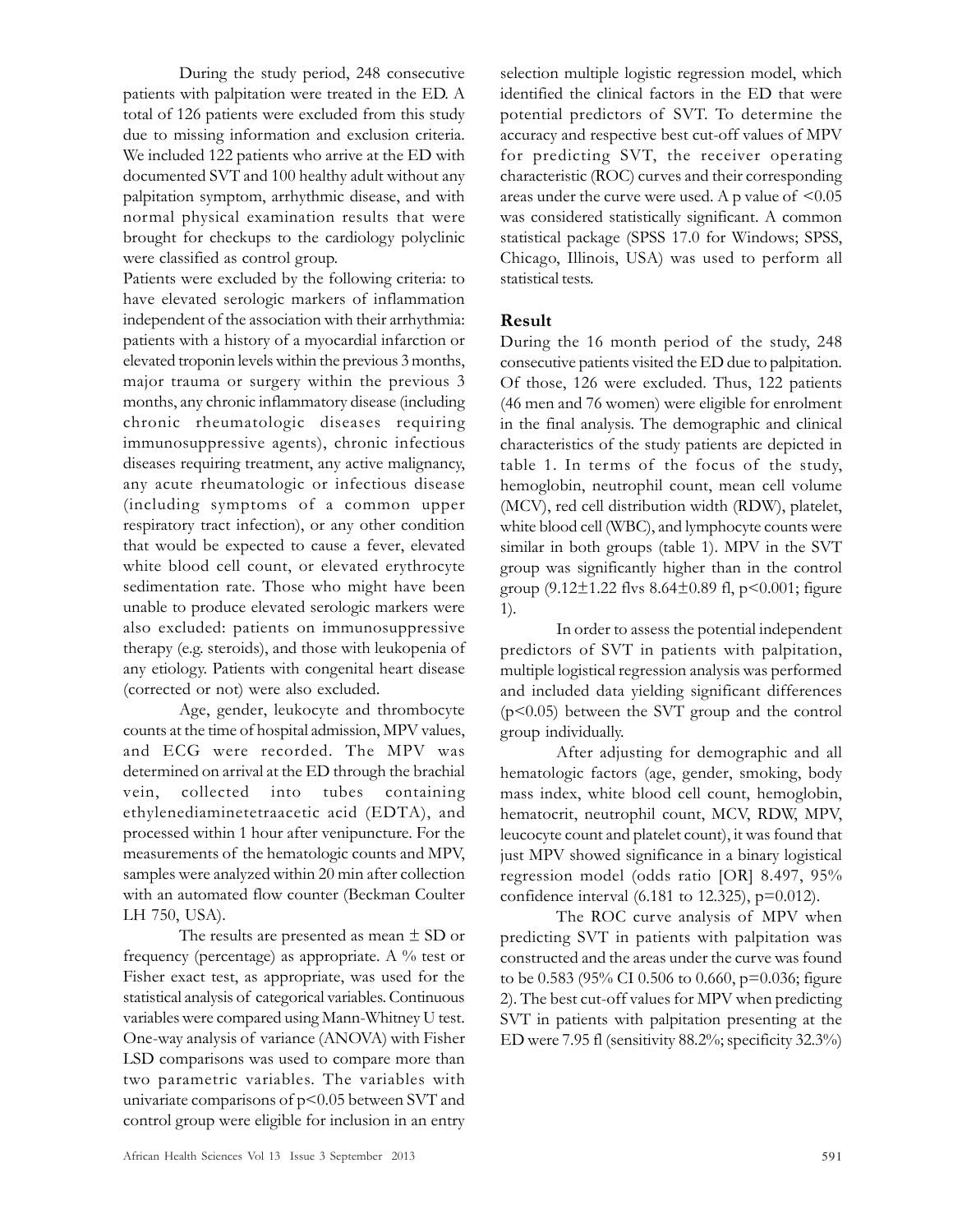During the study period, 248 consecutive patients with palpitation were treated in the ED. A total of 126 patients were excluded from this study due to missing information and exclusion criteria. We included 122 patients who arrive at the ED with documented SVT and 100 healthy adult without any palpitation symptom, arrhythmic disease, and with normal physical examination results that were brought for checkups to the cardiology polyclinic were classified as control group.

Patients were excluded by the following criteria: to have elevated serologic markers of inflammation independent of the association with their arrhythmia: patients with a history of a myocardial infarction or elevated troponin levels within the previous 3 months, major trauma or surgery within the previous 3 months, any chronic inflammatory disease (including chronic rheumatologic diseases requiring immunosuppressive agents), chronic infectious diseases requiring treatment, any active malignancy, any acute rheumatologic or infectious disease (including symptoms of a common upper respiratory tract infection), or any other condition that would be expected to cause a fever, elevated white blood cell count, or elevated erythrocyte sedimentation rate. Those who might have been unable to produce elevated serologic markers were also excluded: patients on immunosuppressive therapy (e.g. steroids), and those with leukopenia of any etiology. Patients with congenital heart disease (corrected or not) were also excluded.

Age, gender, leukocyte and thrombocyte counts at the time of hospital admission, MPV values, and ECG were recorded. The MPV was determined on arrival at the ED through the brachial vein, collected into tubes containing ethylenediaminetetraacetic acid (EDTA), and processed within 1 hour after venipuncture. For the measurements of the hematologic counts and MPV, samples were analyzed within 20 min after collection with an automated flow counter (Beckman Coulter LH 750, USA).

The results are presented as mean ± SD or frequency (percentage) as appropriate. A % test or Fisher exact test, as appropriate, was used for the statistical analysis of categorical variables. Continuous variables were compared using Mann-Whitney U test. One-way analysis of variance (ANOVA) with Fisher LSD comparisons was used to compare more than two parametric variables. The variables with univariate comparisons of $p<0.05$ between SVT and control group were eligible for inclusion in an entry selection multiple logistic regression model, which identified the clinical factors in the ED that were potential predictors of SVT. To determine the accuracy and respective best cut-off values of MPV for predicting SVT, the receiver operating characteristic (ROC) curves and their corresponding areas under the curve were used. A p value of $<0.05$ was considered statistically significant. A common statistical package (SPSS 17.0 for Windows; SPSS, Chicago, Illinois, USA) was used to perform all statistical tests.

## Result

During the 16 month period of the study, 248 consecutive patients visited the ED due to palpitation. Of those, 126 were excluded. Thus, 122 patients (46 men and 76 women) were eligible for enrolment in the final analysis. The demographic and clinical characteristics of the study patients are depicted in table 1. In terms of the focus of the study, hemoglobin, neutrophil count, mean cell volume (MCV), red cell distribution width (RDW), platelet, white blood cell (WBC), and lymphocyte counts were similar in both groups (table 1). MPV in the SVT group was significantly higher than in the control group (9.12±1.22 flvs 8.64±0.89 fl, $p<0.001$; figure 1).

In order to assess the potential independent predictors of SVT in patients with palpitation, multiple logistical regression analysis was performed and included data yielding significant differences ($p<0.05$) between the SVT group and the control group individually.

After adjusting for demographic and all hematologic factors (age, gender, smoking, body mass index, white blood cell count, hemoglobin, hematocrit, neutrophil count, MCV, RDW, MPV, leucocyte count and platelet count), it was found that just MPV showed significance in a binary logistical regression model (odds ratio [OR] 8.497, 95% confidence interval (6.181 to 12.325), $p=0.012$).

The ROC curve analysis of MPV when predicting SVT in patients with palpitation was constructed and the areas under the curve was found to be 0.583 (95% CI 0.506 to 0.660, $p=0.036$; figure 2). The best cut-off values for MPV when predicting SVT in patients with palpitation presenting at the ED were 7.95 fl (sensitivity 88.2%; specificity 32.3%)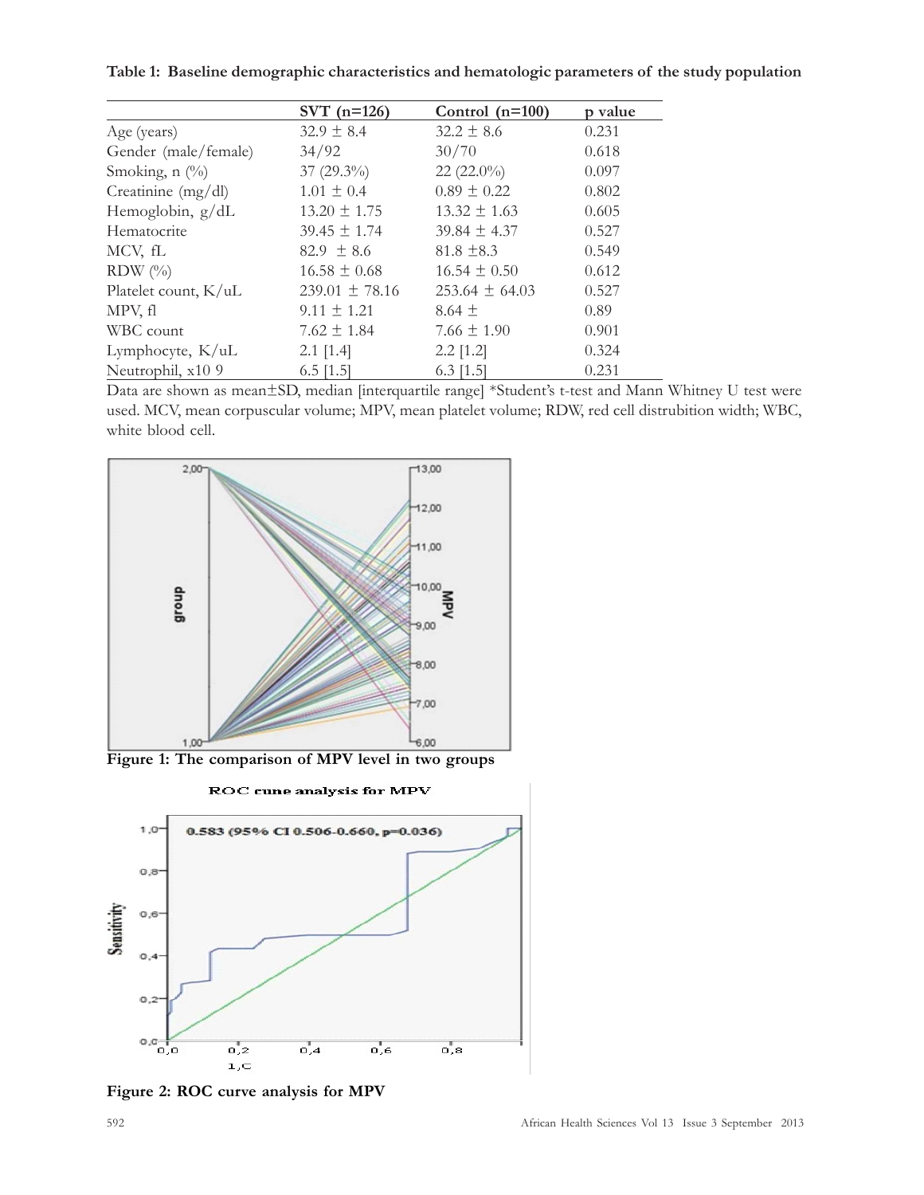**Table 1: Baseline demographic characteristics and hematologic parameters of the study population**

| | SVT (n=126) | Control (n=100) | p value |
|---|---|---|---|
| Age (years) | 32.9 ± 8.4 | 32.2 ± 8.6 | 0.231 |
| Gender (male/female) | 34/92 | 30/70 | 0.618 |
| Smoking, n (%) | 37 (29.3%) | 22 (22.0%) | 0.097 |
| Creatinine (mg/dl) | 1.01 ± 0.4 | 0.89 ± 0.22 | 0.802 |
| Hemoglobin, g/dL | 13.20 ± 1.75 | 13.32 ± 1.63 | 0.605 |
| Hematocrite | 39.45 ± 1.74 | 39.84 ± 4.37 | 0.527 |
| MCV, fL | 82.9 ± 8.6 | 81.8 ±8.3 | 0.549 |
| RDW (%) | 16.58 ± 0.68 | 16.54 ± 0.50 | 0.612 |
| Platelet count, K/uL | 239.01 ± 78.16 | 253.64 ± 64.03 | 0.527 |
| MPV, fl | 9.11 ± 1.21 | 8.64 ± | 0.89 |
| WBC count | 7.62 ± 1.84 | 7.66 ± 1.90 | 0.901 |
| Lymphocyte, K/uL | 2.1 [1.4] | 2.2 [1.2] | 0.324 |
| Neutrophil, x10 9 | 6.5 [1.5] | 6.3 [1.5] | 0.231 |

Data are shown as mean±SD, median [interquartile range] *Student's t-test and Mann Whitney U test were used. MCV, mean corpuscular volume; MPV, mean platelet volume; RDW, red cell distrubition width; WBC, white blood cell.

**Figure 1: The comparison of MPV level in two groups**

**Figure 2: ROC curve analysis for MPV**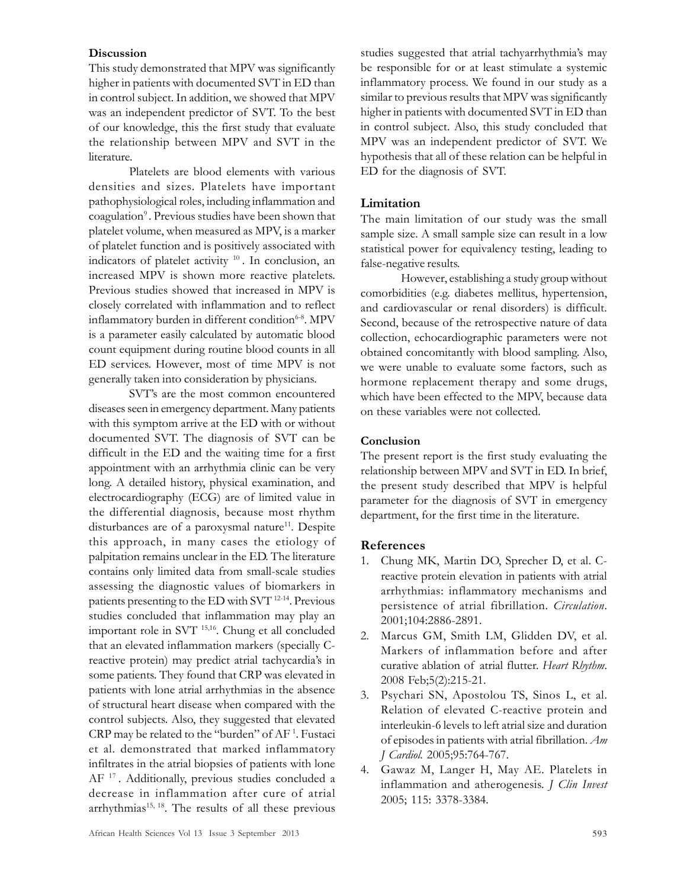## Discussion

This study demonstrated that MPV was significantly higher in patients with documented SVT in ED than in control subject. In addition, we showed that MPV was an independent predictor of SVT. To the best of our knowledge, this the first study that evaluate the relationship between MPV and SVT in the literature.

Platelets are blood elements with various densities and sizes. Platelets have important pathophysiological roles, including inflammation and coagulation[9]. Previous studies have been shown that platelet volume, when measured as MPV, is a marker of platelet function and is positively associated with indicators of platelet activity [10]. In conclusion, an increased MPV is shown more reactive platelets. Previous studies showed that increased in MPV is closely correlated with inflammation and to reflect inflammatory burden in different condition[6-8]. MPV is a parameter easily calculated by automatic blood count equipment during routine blood counts in all ED services. However, most of time MPV is not generally taken into consideration by physicians.

SVT's are the most common encountered diseases seen in emergency department. Many patients with this symptom arrive at the ED with or without documented SVT. The diagnosis of SVT can be difficult in the ED and the waiting time for a first appointment with an arrhythmia clinic can be very long. A detailed history, physical examination, and electrocardiography (ECG) are of limited value in the differential diagnosis, because most rhythm disturbances are of a paroxysmal nature[11]. Despite this approach, in many cases the etiology of palpitation remains unclear in the ED. The literature contains only limited data from small-scale studies assessing the diagnostic values of biomarkers in patients presenting to the ED with SVT [12-14]. Previous studies concluded that inflammation may play an important role in SVT [15,16]. Chung et all concluded that an elevated inflammation markers (specially C-reactive protein) may predict atrial tachycardia's in some patients. They found that CRP was elevated in patients with lone atrial arrhythmias in the absence of structural heart disease when compared with the control subjects. Also, they suggested that elevated CRP may be related to the "burden" of AF [1]. Fustaci et al. demonstrated that marked inflammatory infiltrates in the atrial biopsies of patients with lone AF [17]. Additionally, previous studies concluded a decrease in inflammation after cure of atrial arrhythmias[15, 18]. The results of all these previous studies suggested that atrial tachyarrhythmia's may be responsible for or at least stimulate a systemic inflammatory process. We found in our study as a similar to previous results that MPV was significantly higher in patients with documented SVT in ED than in control subject. Also, this study concluded that MPV was an independent predictor of SVT. We hypothesis that all of these relation can be helpful in ED for the diagnosis of SVT.

## Limitation

The main limitation of our study was the small sample size. A small sample size can result in a low statistical power for equivalency testing, leading to false-negative results.

However, establishing a study group without comorbidities (e.g. diabetes mellitus, hypertension, and cardiovascular or renal disorders) is difficult. Second, because of the retrospective nature of data collection, echocardiographic parameters were not obtained concomitantly with blood sampling. Also, we were unable to evaluate some factors, such as hormone replacement therapy and some drugs, which have been effected to the MPV, because data on these variables were not collected.

## Conclusion

The present report is the first study evaluating the relationship between MPV and SVT in ED. In brief, the present study described that MPV is helpful parameter for the diagnosis of SVT in emergency department, for the first time in the literature.

## References

1. Chung MK, Martin DO, Sprecher D, et al. C-reactive protein elevation in patients with atrial arrhythmias: inflammatory mechanisms and persistence of atrial fibrillation. *Circulation*. 2001;104:2886-2891.
2. Marcus GM, Smith LM, Glidden DV, et al. Markers of inflammation before and after curative ablation of atrial flutter. *Heart Rhythm*. 2008 Feb;5(2):215-21.
3. Psychari SN, Apostolou TS, Sinos L, et al. Relation of elevated C-reactive protein and interleukin-6 levels to left atrial size and duration of episodes in patients with atrial fibrillation. *Am J Cardiol*. 2005;95:764-767.
4. Gawaz M, Langer H, May AE. Platelets in inflammation and atherogenesis. *J Clin Invest* 2005; 115: 3378-3384.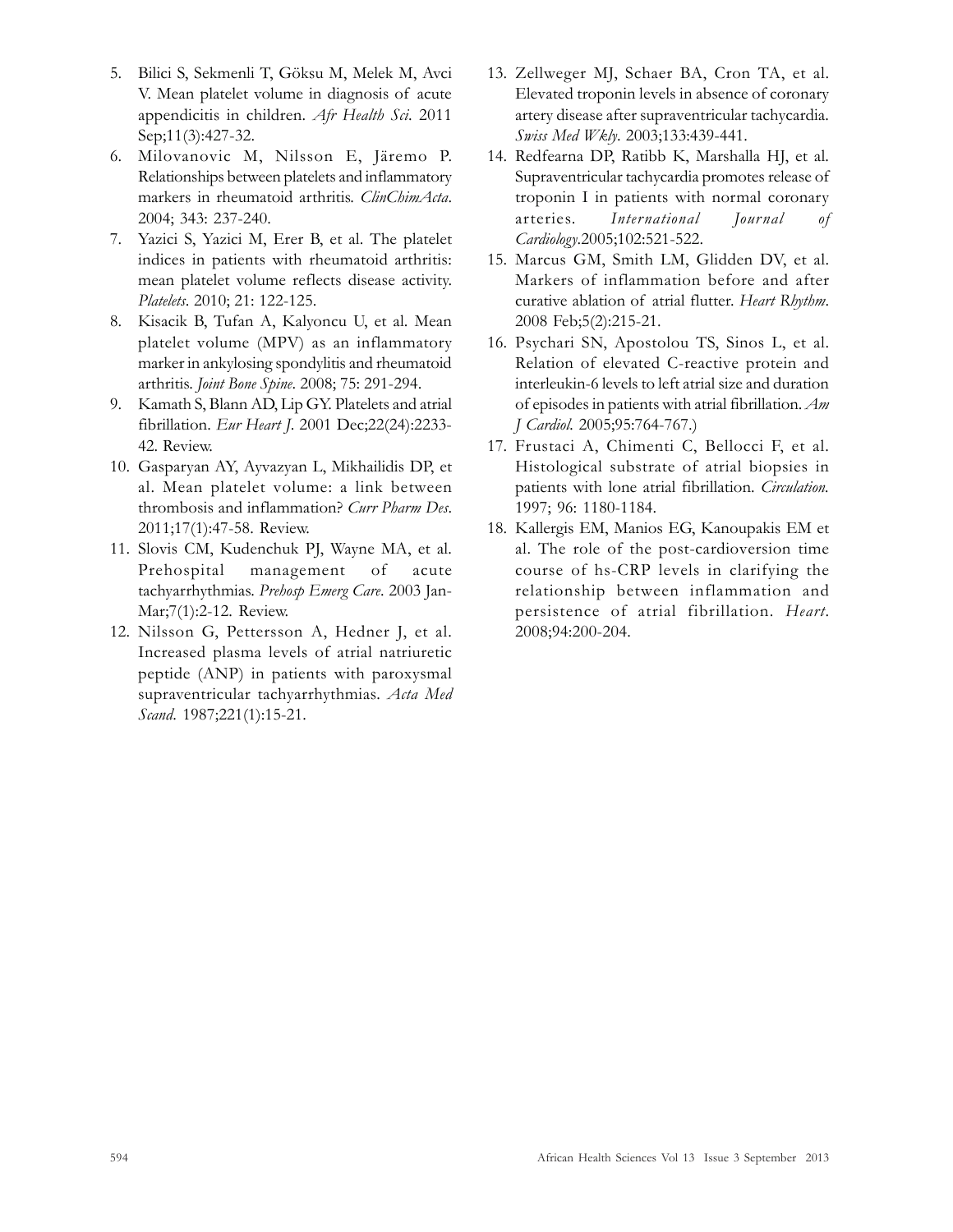5. Bilici S, Sekmenli T, Göksu M, Melek M, Avci V. Mean platelet volume in diagnosis of acute appendicitis in children. *Afr Health Sci*. 2011 Sep;11(3):427-32.
6. Milovanovic M, Nilsson E, Järemo P. Relationships between platelets and inflammatory markers in rheumatoid arthritis. *ClinChimActa*. 2004; 343: 237-240.
7. Yazici S, Yazici M, Erer B, et al. The platelet indices in patients with rheumatoid arthritis: mean platelet volume reflects disease activity. *Platelets*. 2010; 21: 122-125.
8. Kisacik B, Tufan A, Kalyoncu U, et al. Mean platelet volume (MPV) as an inflammatory marker in ankylosing spondylitis and rheumatoid arthritis. *Joint Bone Spine*. 2008; 75: 291-294.
9. Kamath S, Blann AD, Lip GY. Platelets and atrial fibrillation. *Eur Heart J*. 2001 Dec;22(24):2233-42. Review.
10. Gasparyan AY, Ayvazyan L, Mikhailidis DP, et al. Mean platelet volume: a link between thrombosis and inflammation? *Curr Pharm Des*. 2011;17(1):47-58. Review.
11. Slovis CM, Kudenchuk PJ, Wayne MA, et al. Prehospital management of acute tachyarrhythmias. *Prehosp Emerg Care*. 2003 Jan-Mar;7(1):2-12. Review.
12. Nilsson G, Pettersson A, Hedner J, et al. Increased plasma levels of atrial natriuretic peptide (ANP) in patients with paroxysmal supraventricular tachyarrhythmias. *Acta Med Scand*. 1987;221(1):15-21.
13. Zellweger MJ, Schaer BA, Cron TA, et al. Elevated troponin levels in absence of coronary artery disease after supraventricular tachycardia. *Swiss Med Wkly*. 2003;133:439-441.
14. Redfearna DP, Ratibb K, Marshalla HJ, et al. Supraventricular tachycardia promotes release of troponin I in patients with normal coronary arteries. *International Journal of Cardiology*.2005;102:521-522.
15. Marcus GM, Smith LM, Glidden DV, et al. Markers of inflammation before and after curative ablation of atrial flutter. *Heart Rhythm*. 2008 Feb;5(2):215-21.
16. Psychari SN, Apostolou TS, Sinos L, et al. Relation of elevated C-reactive protein and interleukin-6 levels to left atrial size and duration of episodes in patients with atrial fibrillation. *Am J Cardiol*. 2005;95:764-767.)
17. Frustaci A, Chimenti C, Bellocci F, et al. Histological substrate of atrial biopsies in patients with lone atrial fibrillation. *Circulation*. 1997; 96: 1180-1184.
18. Kallergis EM, Manios EG, Kanoupakis EM et al. The role of the post-cardioversion time course of hs-CRP levels in clarifying the relationship between inflammation and persistence of atrial fibrillation. *Heart*. 2008;94:200-204.